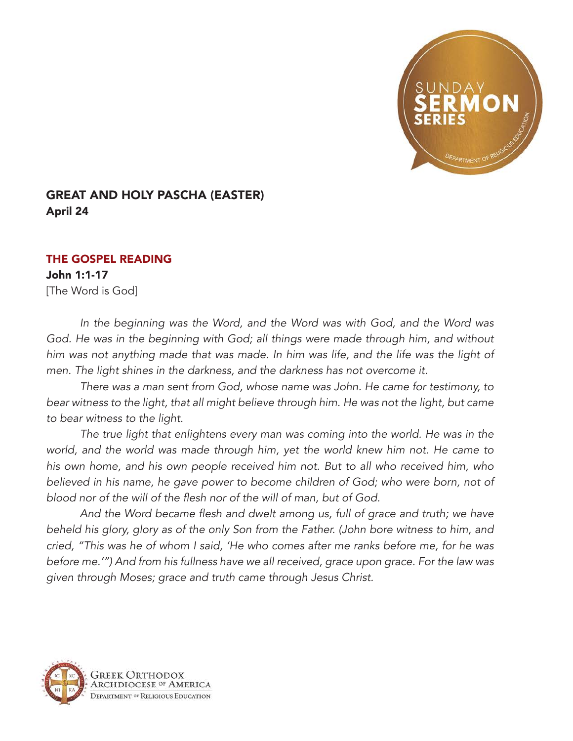## GREAT AND HOLY PASCHA (EASTER)

**April 24**

### THE GOSPEL READING

**John 1:1-17**

[The Word is God]

*In the beginning was the Word, and the Word was with God, and the Word was God. He was in the beginning with God; all things were made through him, and without him was not anything made that was made. In him was life, and the life was the light of men. The light shines in the darkness, and the darkness has not overcome it.*

*There was a man sent from God, whose name was John. He came for testimony, to bear witness to the light, that all might believe through him. He was not the light, but came to bear witness to the light.*

*The true light that enlightens every man was coming into the world. He was in the world, and the world was made through him, yet the world knew him not. He came to his own home, and his own people received him not. But to all who received him, who believed in his name, he gave power to become children of God; who were born, not of blood nor of the will of the flesh nor of the will of man, but of God.*

*And the Word became flesh and dwelt among us, full of grace and truth; we have beheld his glory, glory as of the only Son from the Father. (John bore witness to him, and cried, "This was he of whom I said, 'He who comes after me ranks before me, for he was before me.'") And from his fullness have we all received, grace upon grace. For the law was given through Moses; grace and truth came through Jesus Christ.*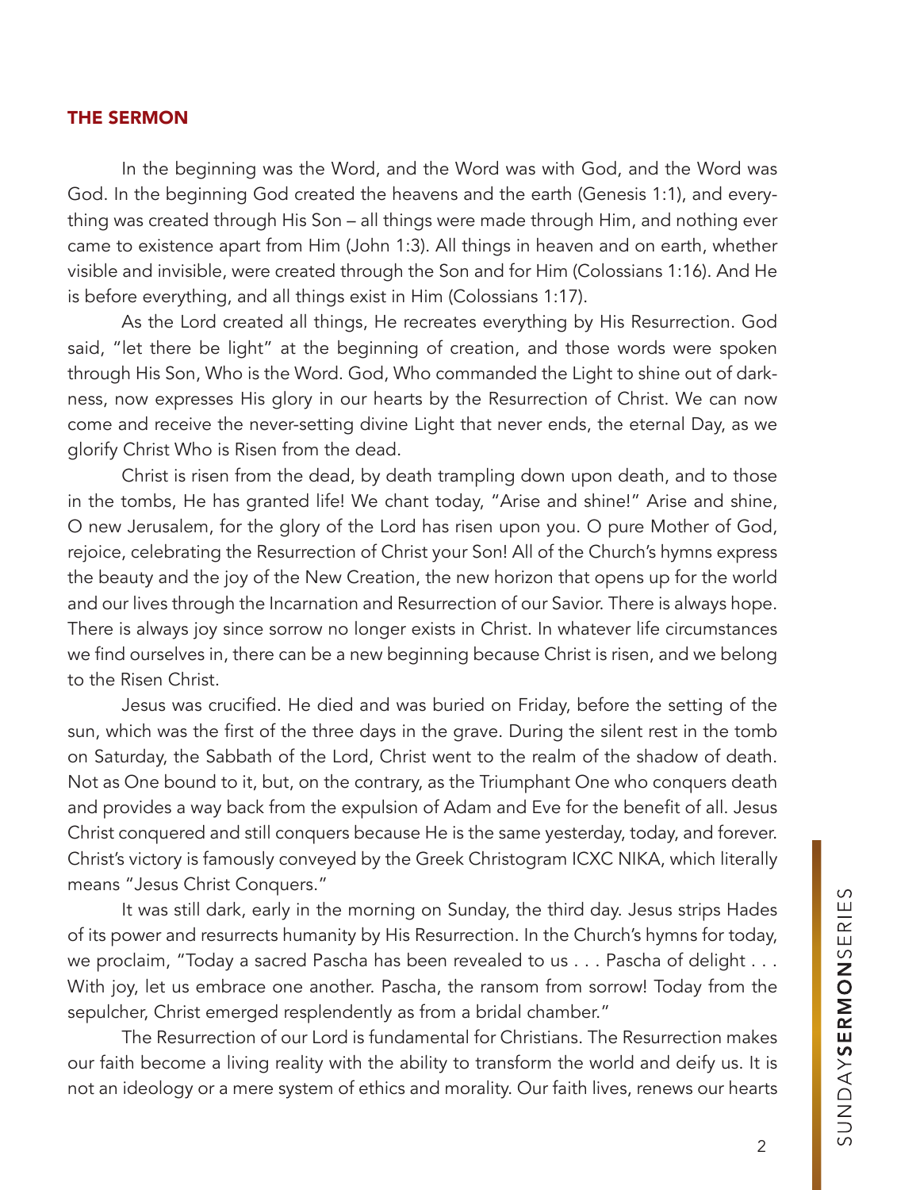## THE SERMON

In the beginning was the Word, and the Word was with God, and the Word was God. In the beginning God created the heavens and the earth (Genesis 1:1), and everything was created through His Son – all things were made through Him, and nothing ever came to existence apart from Him (John 1:3). All things in heaven and on earth, whether visible and invisible, were created through the Son and for Him (Colossians 1:16). And He is before everything, and all things exist in Him (Colossians 1:17).

As the Lord created all things, He recreates everything by His Resurrection. God said, "let there be light" at the beginning of creation, and those words were spoken through His Son, Who is the Word. God, Who commanded the Light to shine out of darkness, now expresses His glory in our hearts by the Resurrection of Christ. We can now come and receive the never-setting divine Light that never ends, the eternal Day, as we glorify Christ Who is Risen from the dead.

Christ is risen from the dead, by death trampling down upon death, and to those in the tombs, He has granted life! We chant today, "Arise and shine!" Arise and shine, O new Jerusalem, for the glory of the Lord has risen upon you. O pure Mother of God, rejoice, celebrating the Resurrection of Christ your Son! All of the Church's hymns express the beauty and the joy of the New Creation, the new horizon that opens up for the world and our lives through the Incarnation and Resurrection of our Savior. There is always hope. There is always joy since sorrow no longer exists in Christ. In whatever life circumstances we find ourselves in, there can be a new beginning because Christ is risen, and we belong to the Risen Christ.

Jesus was crucified. He died and was buried on Friday, before the setting of the sun, which was the first of the three days in the grave. During the silent rest in the tomb on Saturday, the Sabbath of the Lord, Christ went to the realm of the shadow of death. Not as One bound to it, but, on the contrary, as the Triumphant One who conquers death and provides a way back from the expulsion of Adam and Eve for the benefit of all. Jesus Christ conquered and still conquers because He is the same yesterday, today, and forever. Christ's victory is famously conveyed by the Greek Christogram ICXC NIKA, which literally means "Jesus Christ Conquers."

It was still dark, early in the morning on Sunday, the third day. Jesus strips Hades of its power and resurrects humanity by His Resurrection. In the Church's hymns for today, we proclaim, "Today a sacred Pascha has been revealed to us . . . Pascha of delight . . . With joy, let us embrace one another. Pascha, the ransom from sorrow! Today from the sepulcher, Christ emerged resplendently as from a bridal chamber."

The Resurrection of our Lord is fundamental for Christians. The Resurrection makes our faith become a living reality with the ability to transform the world and deify us. It is not an ideology or a mere system of ethics and morality. Our faith lives, renews our hearts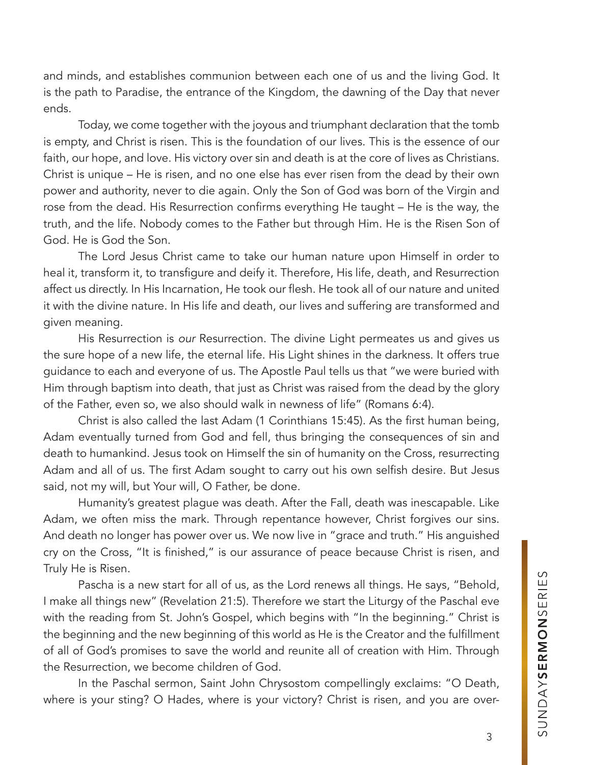and minds, and establishes communion between each one of us and the living God. It is the path to Paradise, the entrance of the Kingdom, the dawning of the Day that never ends.

Today, we come together with the joyous and triumphant declaration that the tomb is empty, and Christ is risen. This is the foundation of our lives. This is the essence of our faith, our hope, and love. His victory over sin and death is at the core of lives as Christians. Christ is unique – He is risen, and no one else has ever risen from the dead by their own power and authority, never to die again. Only the Son of God was born of the Virgin and rose from the dead. His Resurrection confirms everything He taught – He is the way, the truth, and the life. Nobody comes to the Father but through Him. He is the Risen Son of God. He is God the Son.

The Lord Jesus Christ came to take our human nature upon Himself in order to heal it, transform it, to transfigure and deify it. Therefore, His life, death, and Resurrection affect us directly. In His Incarnation, He took our flesh. He took all of our nature and united it with the divine nature. In His life and death, our lives and suffering are transformed and given meaning.

His Resurrection is *our* Resurrection. The divine Light permeates us and gives us the sure hope of a new life, the eternal life. His Light shines in the darkness. It offers true guidance to each and everyone of us. The Apostle Paul tells us that "we were buried with Him through baptism into death, that just as Christ was raised from the dead by the glory of the Father, even so, we also should walk in newness of life" (Romans 6:4).

Christ is also called the last Adam (1 Corinthians 15:45). As the first human being, Adam eventually turned from God and fell, thus bringing the consequences of sin and death to humankind. Jesus took on Himself the sin of humanity on the Cross, resurrecting Adam and all of us. The first Adam sought to carry out his own selfish desire. But Jesus said, not my will, but Your will, O Father, be done.

Humanity's greatest plague was death. After the Fall, death was inescapable. Like Adam, we often miss the mark. Through repentance however, Christ forgives our sins. And death no longer has power over us. We now live in "grace and truth." His anguished cry on the Cross, "It is finished," is our assurance of peace because Christ is risen, and Truly He is Risen.

Pascha is a new start for all of us, as the Lord renews all things. He says, "Behold, I make all things new" (Revelation 21:5). Therefore we start the Liturgy of the Paschal eve with the reading from St. John's Gospel, which begins with "In the beginning." Christ is the beginning and the new beginning of this world as He is the Creator and the fulfillment of all of God's promises to save the world and reunite all of creation with Him. Through the Resurrection, we become children of God.

In the Paschal sermon, Saint John Chrysostom compellingly exclaims: "O Death, where is your sting? O Hades, where is your victory? Christ is risen, and you are over-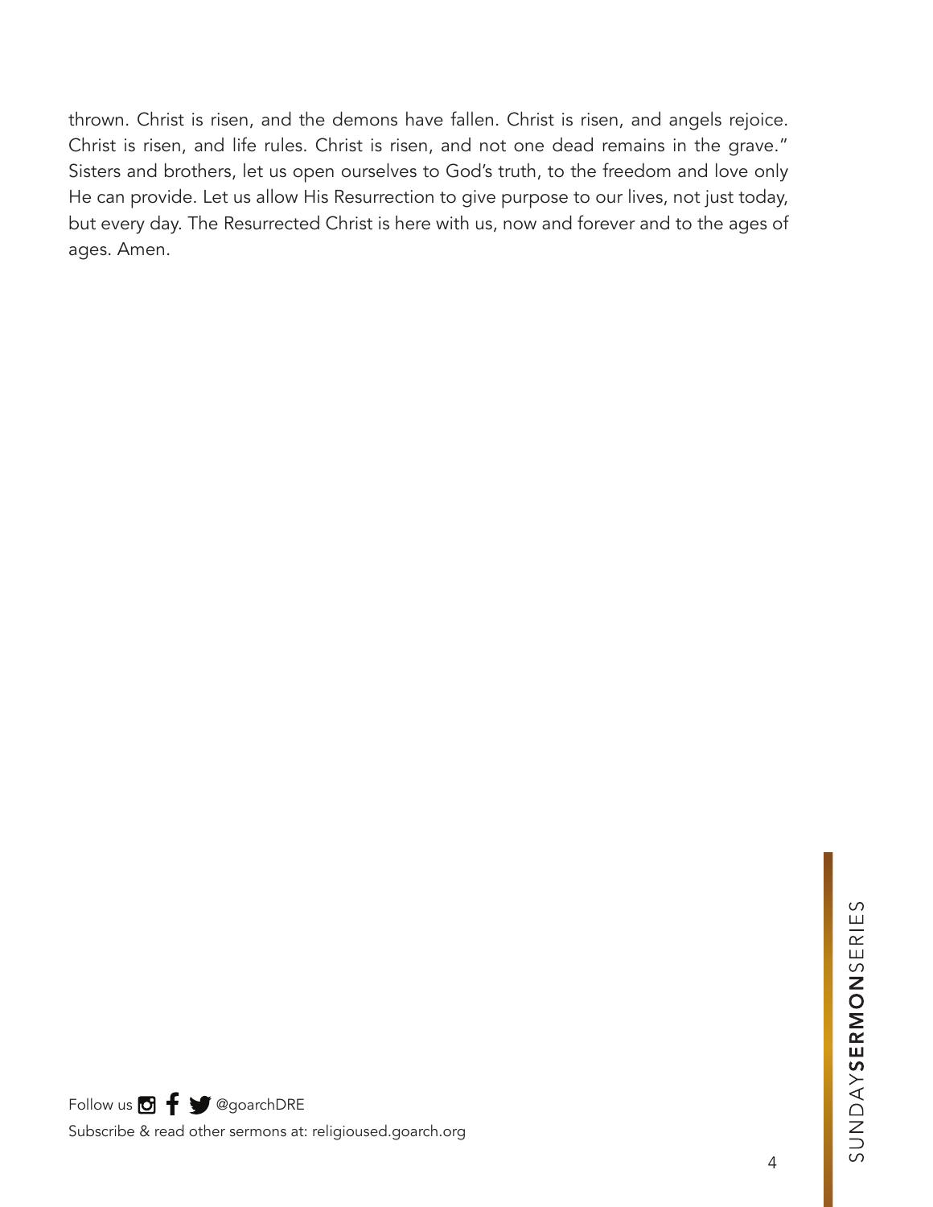thrown. Christ is risen, and the demons have fallen. Christ is risen, and angels rejoice. Christ is risen, and life rules. Christ is risen, and not one dead remains in the grave." Sisters and brothers, let us open ourselves to God's truth, to the freedom and love only He can provide. Let us allow His Resurrection to give purpose to our lives, not just today, but every day. The Resurrected Christ is here with us, now and forever and to the ages of ages. Amen.

Follow us @goarchDRE

Subscribe & read other sermons at: religioused.goarch.org